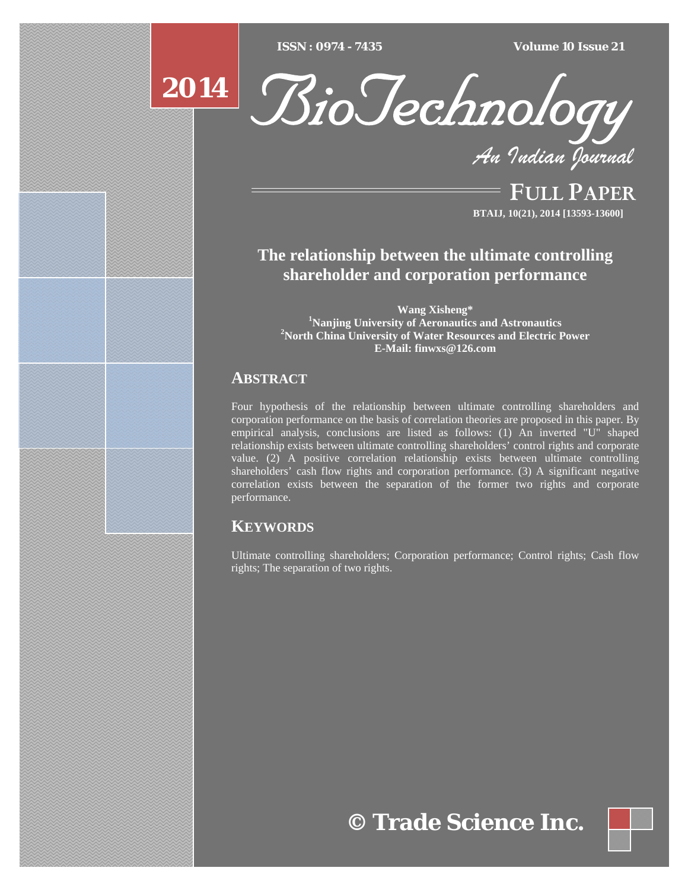# The relationship between the ultimate controlling shareholder and corporation performance

**Wang Xisheng***
**[1]Nanjing University of Aeronautics and Astronautics**
**[2]North China University of Water Resources and Electric Power**
**E-Mail: finwxs@126.com**

## ABSTRACT

Four hypothesis of the relationship between ultimate controlling shareholders and corporation performance on the basis of correlation theories are proposed in this paper. By empirical analysis, conclusions are listed as follows: (1) An inverted "U" shaped relationship exists between ultimate controlling shareholders' control rights and corporate value. (2) A positive correlation relationship exists between ultimate controlling shareholders' cash flow rights and corporation performance. (3) A significant negative correlation exists between the separation of the former two rights and corporate performance.

## KEYWORDS

Ultimate controlling shareholders; Corporation performance; Control rights; Cash flow rights; The separation of two rights.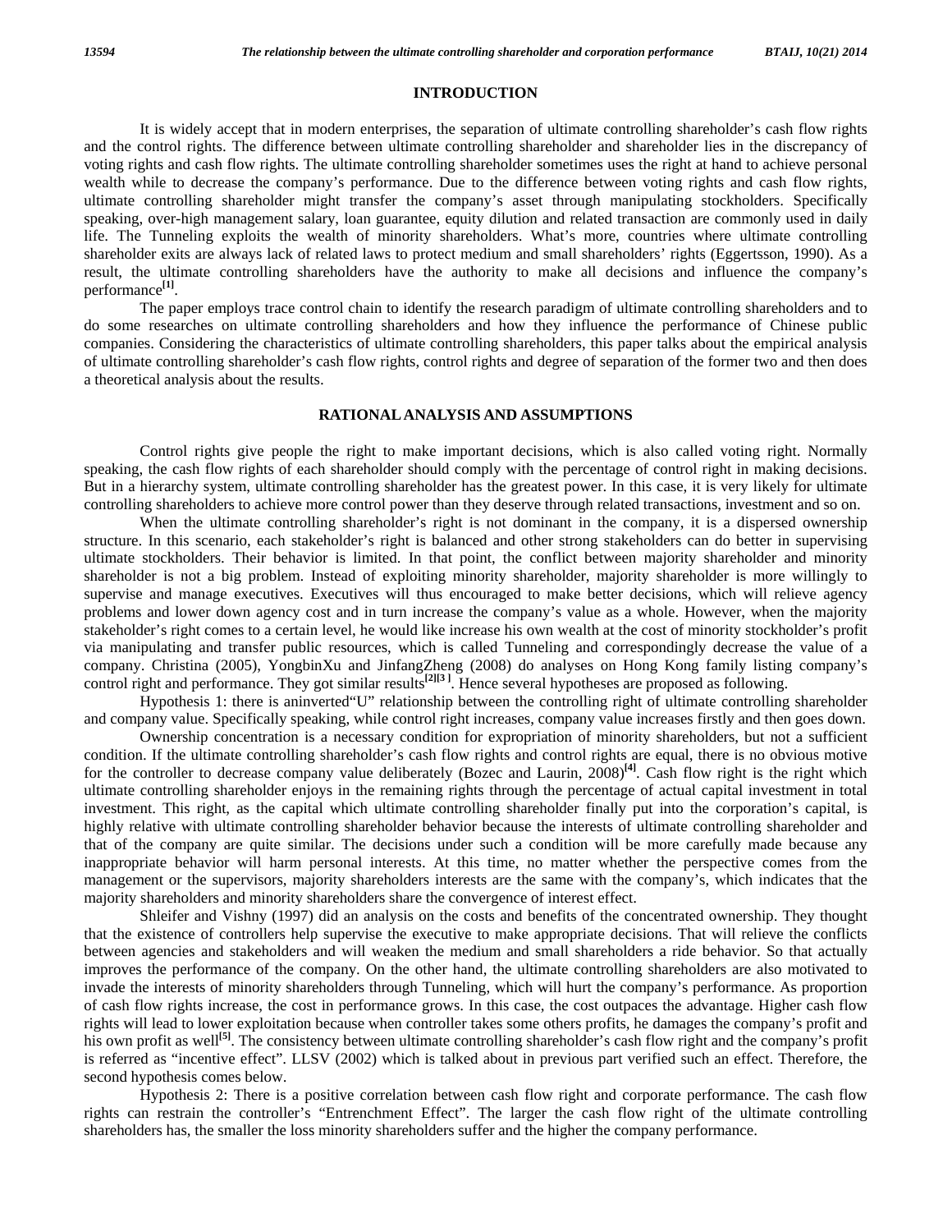## INTRODUCTION

It is widely accept that in modern enterprises, the separation of ultimate controlling shareholder's cash flow rights and the control rights. The difference between ultimate controlling shareholder and shareholder lies in the discrepancy of voting rights and cash flow rights. The ultimate controlling shareholder sometimes uses the right at hand to achieve personal wealth while to decrease the company's performance. Due to the difference between voting rights and cash flow rights, ultimate controlling shareholder might transfer the company's asset through manipulating stockholders. Specifically speaking, over-high management salary, loan guarantee, equity dilution and related transaction are commonly used in daily life. The Tunneling exploits the wealth of minority shareholders. What's more, countries where ultimate controlling shareholder exits are always lack of related laws to protect medium and small shareholders' rights (Eggertsson, 1990). As a result, the ultimate controlling shareholders have the authority to make all decisions and influence the company's performance[1].

The paper employs trace control chain to identify the research paradigm of ultimate controlling shareholders and to do some researches on ultimate controlling shareholders and how they influence the performance of Chinese public companies. Considering the characteristics of ultimate controlling shareholders, this paper talks about the empirical analysis of ultimate controlling shareholder's cash flow rights, control rights and degree of separation of the former two and then does a theoretical analysis about the results.

## RATIONAL ANALYSIS AND ASSUMPTIONS

Control rights give people the right to make important decisions, which is also called voting right. Normally speaking, the cash flow rights of each shareholder should comply with the percentage of control right in making decisions. But in a hierarchy system, ultimate controlling shareholder has the greatest power. In this case, it is very likely for ultimate controlling shareholders to achieve more control power than they deserve through related transactions, investment and so on.

When the ultimate controlling shareholder's right is not dominant in the company, it is a dispersed ownership structure. In this scenario, each stakeholder's right is balanced and other strong stakeholders can do better in supervising ultimate stockholders. Their behavior is limited. In that point, the conflict between majority shareholder and minority shareholder is not a big problem. Instead of exploiting minority shareholder, majority shareholder is more willingly to supervise and manage executives. Executives will thus encouraged to make better decisions, which will relieve agency problems and lower down agency cost and in turn increase the company's value as a whole. However, when the majority stakeholder's right comes to a certain level, he would like increase his own wealth at the cost of minority stockholder's profit via manipulating and transfer public resources, which is called Tunneling and correspondingly decrease the value of a company. Christina (2005), YongbinXu and JinfangZheng (2008) do analyses on Hong Kong family listing company's control right and performance. They got similar results[2][3]. Hence several hypotheses are proposed as following.

Hypothesis 1: there is aninverted"U" relationship between the controlling right of ultimate controlling shareholder and company value. Specifically speaking, while control right increases, company value increases firstly and then goes down.

Ownership concentration is a necessary condition for expropriation of minority shareholders, but not a sufficient condition. If the ultimate controlling shareholder's cash flow rights and control rights are equal, there is no obvious motive for the controller to decrease company value deliberately (Bozec and Laurin, 2008)[4]. Cash flow right is the right which ultimate controlling shareholder enjoys in the remaining rights through the percentage of actual capital investment in total investment. This right, as the capital which ultimate controlling shareholder finally put into the corporation's capital, is highly relative with ultimate controlling shareholder behavior because the interests of ultimate controlling shareholder and that of the company are quite similar. The decisions under such a condition will be more carefully made because any inappropriate behavior will harm personal interests. At this time, no matter whether the perspective comes from the management or the supervisors, majority shareholders interests are the same with the company's, which indicates that the majority shareholders and minority shareholders share the convergence of interest effect.

Shleifer and Vishny (1997) did an analysis on the costs and benefits of the concentrated ownership. They thought that the existence of controllers help supervise the executive to make appropriate decisions. That will relieve the conflicts between agencies and stakeholders and will weaken the medium and small shareholders a ride behavior. So that actually improves the performance of the company. On the other hand, the ultimate controlling shareholders are also motivated to invade the interests of minority shareholders through Tunneling, which will hurt the company's performance. As proportion of cash flow rights increase, the cost in performance grows. In this case, the cost outpaces the advantage. Higher cash flow rights will lead to lower exploitation because when controller takes some others profits, he damages the company's profit and his own profit as well[5]. The consistency between ultimate controlling shareholder's cash flow right and the company's profit is referred as "incentive effect". LLSV (2002) which is talked about in previous part verified such an effect. Therefore, the second hypothesis comes below.

Hypothesis 2: There is a positive correlation between cash flow right and corporate performance. The cash flow rights can restrain the controller's "Entrenchment Effect". The larger the cash flow right of the ultimate controlling shareholders has, the smaller the loss minority shareholders suffer and the higher the company performance.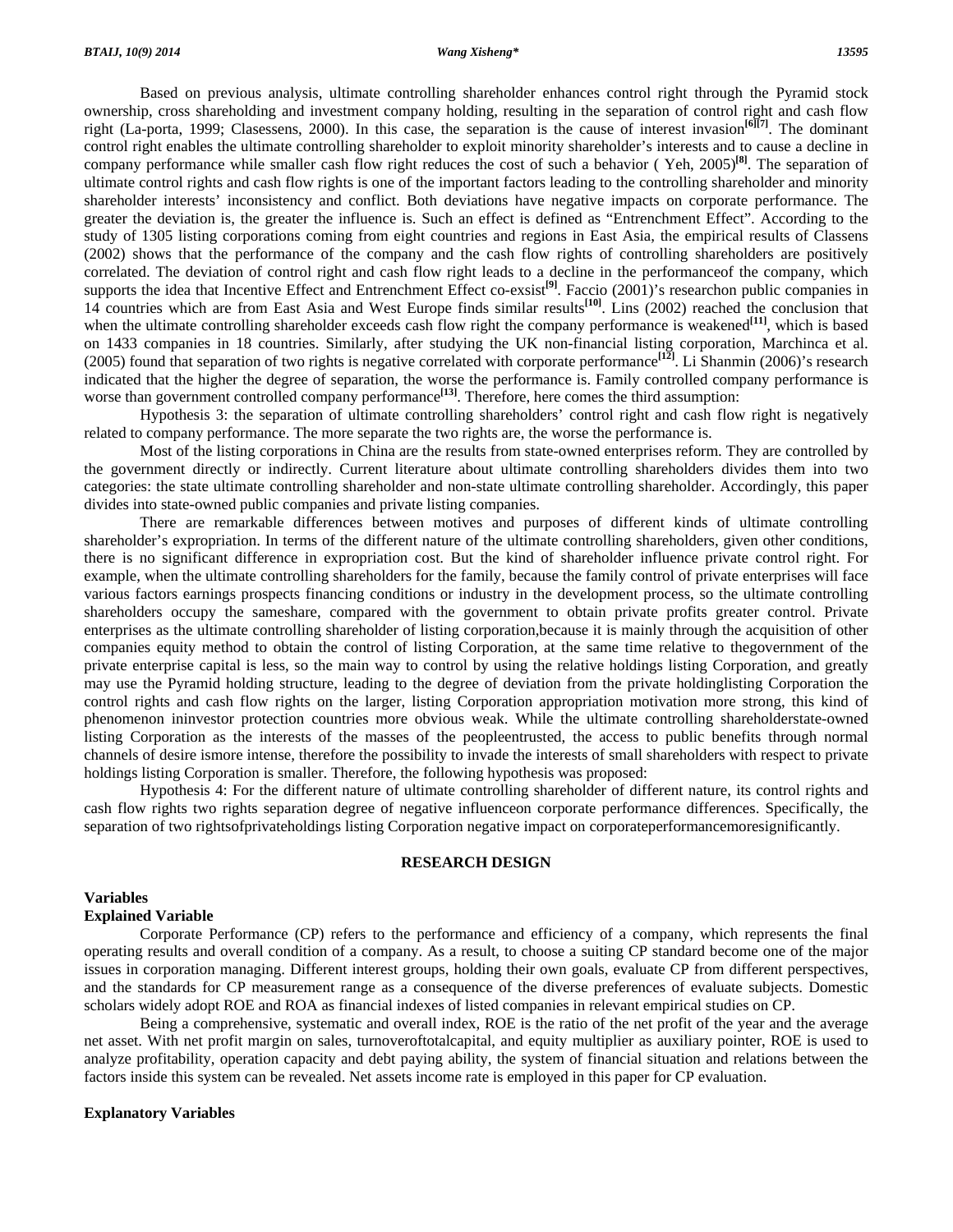Based on previous analysis, ultimate controlling shareholder enhances control right through the Pyramid stock ownership, cross shareholding and investment company holding, resulting in the separation of control right and cash flow right (La-porta, 1999; Clasessens, 2000). In this case, the separation is the cause of interest invasion[6][7]. The dominant control right enables the ultimate controlling shareholder to exploit minority shareholder's interests and to cause a decline in company performance while smaller cash flow right reduces the cost of such a behavior ( Yeh, 2005)[8]. The separation of ultimate control rights and cash flow rights is one of the important factors leading to the controlling shareholder and minority shareholder interests' inconsistency and conflict. Both deviations have negative impacts on corporate performance. The greater the deviation is, the greater the influence is. Such an effect is defined as "Entrenchment Effect". According to the study of 1305 listing corporations coming from eight countries and regions in East Asia, the empirical results of Classens (2002) shows that the performance of the company and the cash flow rights of controlling shareholders are positively correlated. The deviation of control right and cash flow right leads to a decline in the performanceof the company, which supports the idea that Incentive Effect and Entrenchment Effect co-exsist[9]. Faccio (2001)'s researchon public companies in 14 countries which are from East Asia and West Europe finds similar results[10]. Lins (2002) reached the conclusion that when the ultimate controlling shareholder exceeds cash flow right the company performance is weakened[11], which is based on 1433 companies in 18 countries. Similarly, after studying the UK non-financial listing corporation, Marchinca et al. (2005) found that separation of two rights is negative correlated with corporate performance[12]. Li Shanmin (2006)'s research indicated that the higher the degree of separation, the worse the performance is. Family controlled company performance is worse than government controlled company performance[13]. Therefore, here comes the third assumption:

Hypothesis 3: the separation of ultimate controlling shareholders' control right and cash flow right is negatively related to company performance. The more separate the two rights are, the worse the performance is.

Most of the listing corporations in China are the results from state-owned enterprises reform. They are controlled by the government directly or indirectly. Current literature about ultimate controlling shareholders divides them into two categories: the state ultimate controlling shareholder and non-state ultimate controlling shareholder. Accordingly, this paper divides into state-owned public companies and private listing companies.

There are remarkable differences between motives and purposes of different kinds of ultimate controlling shareholder's expropriation. In terms of the different nature of the ultimate controlling shareholders, given other conditions, there is no significant difference in expropriation cost. But the kind of shareholder influence private control right. For example, when the ultimate controlling shareholders for the family, because the family control of private enterprises will face various factors earnings prospects financing conditions or industry in the development process, so the ultimate controlling shareholders occupy the sameshare, compared with the government to obtain private profits greater control. Private enterprises as the ultimate controlling shareholder of listing corporation,because it is mainly through the acquisition of other companies equity method to obtain the control of listing Corporation, at the same time relative to thegovernment of the private enterprise capital is less, so the main way to control by using the relative holdings listing Corporation, and greatly may use the Pyramid holding structure, leading to the degree of deviation from the private holdinglisting Corporation the control rights and cash flow rights on the larger, listing Corporation appropriation motivation more strong, this kind of phenomenon ininvestor protection countries more obvious weak. While the ultimate controlling shareholderstate-owned listing Corporation as the interests of the masses of the peopleentrusted, the access to public benefits through normal channels of desire ismore intense, therefore the possibility to invade the interests of small shareholders with respect to private holdings listing Corporation is smaller. Therefore, the following hypothesis was proposed:

Hypothesis 4: For the different nature of ultimate controlling shareholder of different nature, its control rights and cash flow rights two rights separation degree of negative influenceon corporate performance differences. Specifically, the separation of two rightsofprivateholdings listing Corporation negative impact on corporateperformancemoresignificantly.

## RESEARCH DESIGN

### Variables

#### Explained Variable

Corporate Performance (CP) refers to the performance and efficiency of a company, which represents the final operating results and overall condition of a company. As a result, to choose a suiting CP standard become one of the major issues in corporation managing. Different interest groups, holding their own goals, evaluate CP from different perspectives, and the standards for CP measurement range as a consequence of the diverse preferences of evaluate subjects. Domestic scholars widely adopt ROE and ROA as financial indexes of listed companies in relevant empirical studies on CP.

Being a comprehensive, systematic and overall index, ROE is the ratio of the net profit of the year and the average net asset. With net profit margin on sales, turnoveroftotalcapital, and equity multiplier as auxiliary pointer, ROE is used to analyze profitability, operation capacity and debt paying ability, the system of financial situation and relations between the factors inside this system can be revealed. Net assets income rate is employed in this paper for CP evaluation.

#### Explanatory Variables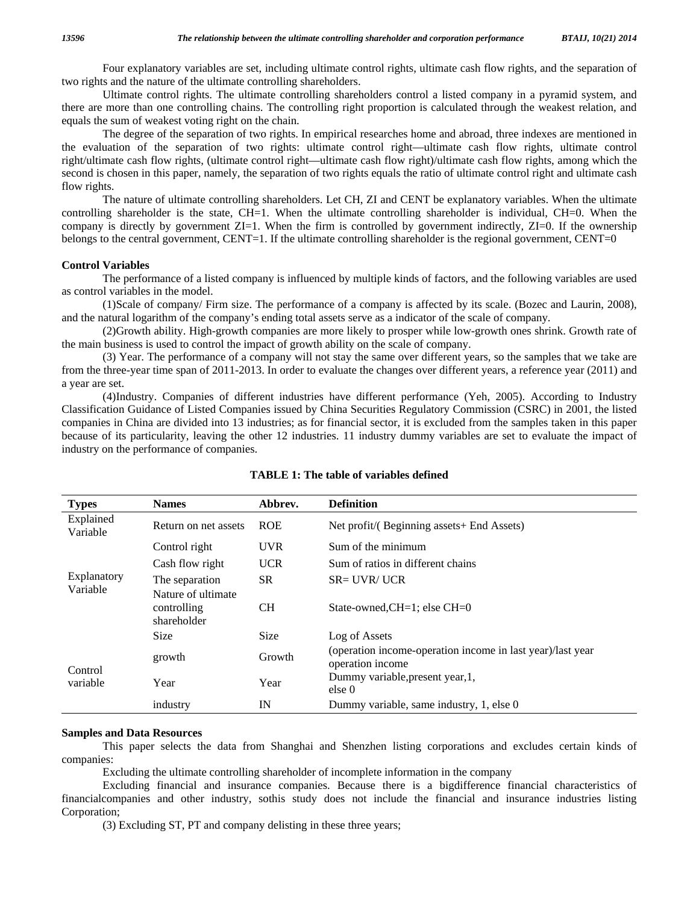Four explanatory variables are set, including ultimate control rights, ultimate cash flow rights, and the separation of two rights and the nature of the ultimate controlling shareholders.

Ultimate control rights. The ultimate controlling shareholders control a listed company in a pyramid system, and there are more than one controlling chains. The controlling right proportion is calculated through the weakest relation, and equals the sum of weakest voting right on the chain.

The degree of the separation of two rights. In empirical researches home and abroad, three indexes are mentioned in the evaluation of the separation of two rights: ultimate control right—ultimate cash flow rights, ultimate control right/ultimate cash flow rights, (ultimate control right—ultimate cash flow right)/ultimate cash flow rights, among which the second is chosen in this paper, namely, the separation of two rights equals the ratio of ultimate control right and ultimate cash flow rights.

The nature of ultimate controlling shareholders. Let CH, ZI and CENT be explanatory variables. When the ultimate controlling shareholder is the state, CH=1. When the ultimate controlling shareholder is individual, CH=0. When the company is directly by government ZI=1. When the firm is controlled by government indirectly, ZI=0. If the ownership belongs to the central government, CENT=1. If the ultimate controlling shareholder is the regional government, CENT=0

**Control Variables**

The performance of a listed company is influenced by multiple kinds of factors, and the following variables are used as control variables in the model.

(1)Scale of company/ Firm size. The performance of a company is affected by its scale. (Bozec and Laurin, 2008), and the natural logarithm of the company's ending total assets serve as a indicator of the scale of company.

(2)Growth ability. High-growth companies are more likely to prosper while low-growth ones shrink. Growth rate of the main business is used to control the impact of growth ability on the scale of company.

(3) Year. The performance of a company will not stay the same over different years, so the samples that we take are from the three-year time span of 2011-2013. In order to evaluate the changes over different years, a reference year (2011) and a year are set.

(4)Industry. Companies of different industries have different performance (Yeh, 2005). According to Industry Classification Guidance of Listed Companies issued by China Securities Regulatory Commission (CSRC) in 2001, the listed companies in China are divided into 13 industries; as for financial sector, it is excluded from the samples taken in this paper because of its particularity, leaving the other 12 industries. 11 industry dummy variables are set to evaluate the impact of industry on the performance of companies.

**TABLE 1: The table of variables defined**

| Types | Names | Abbrev. | Definition |
|---|---|---|---|
| Explained Variable | Return on net assets | ROE | Net profit/( Beginning assets+ End Assets) |
| Explanatory Variable | Control right | UVR | Sum of the minimum |
| | Cash flow right | UCR | Sum of ratios in different chains |
| | The separation | SR | SR= UVR/ UCR |
| | Nature of ultimate controlling shareholder | CH | State-owned,CH=1; else CH=0 |
| Control variable | Size | Size | Log of Assets |
| | growth | Growth | (operation income-operation income in last year)/last year operation income |
| | Year | Year | Dummy variable,present year,1, else 0 |
| | industry | IN | Dummy variable, same industry, 1, else 0 |

**Samples and Data Resources**

This paper selects the data from Shanghai and Shenzhen listing corporations and excludes certain kinds of companies:

Excluding the ultimate controlling shareholder of incomplete information in the company

Excluding financial and insurance companies. Because there is a bigdifference financial characteristics of financialcompanies and other industry, sothis study does not include the financial and insurance industries listing Corporation;

(3) Excluding ST, PT and company delisting in these three years;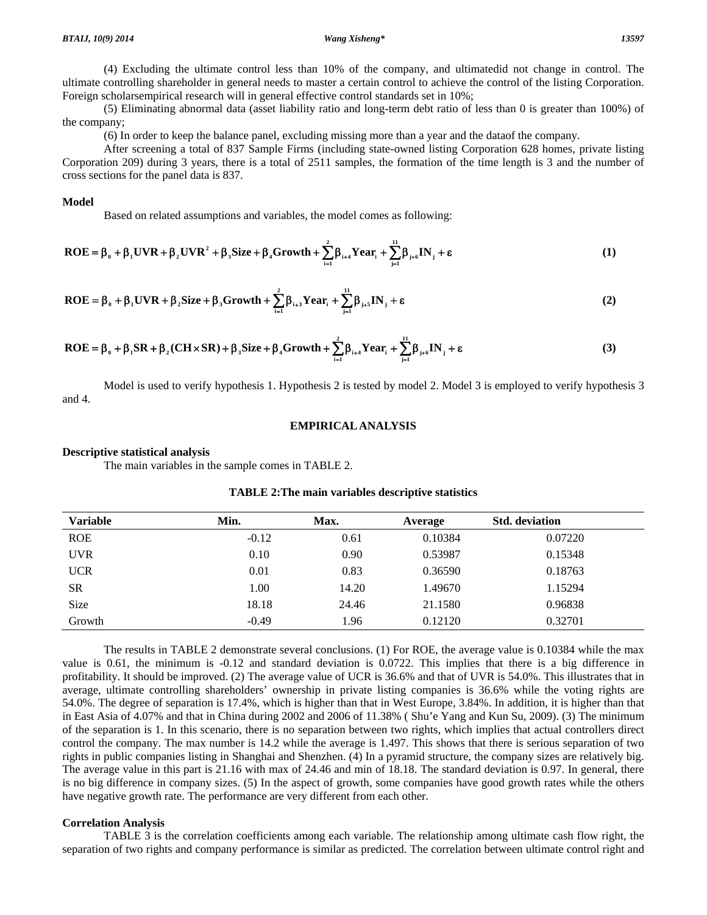(4) Excluding the ultimate control less than 10% of the company, and ultimatedid not change in control. The ultimate controlling shareholder in general needs to master a certain control to achieve the control of the listing Corporation. Foreign scholarsempirical research will in general effective control standards set in 10%;

(5) Eliminating abnormal data (asset liability ratio and long-term debt ratio of less than 0 is greater than 100%) of the company;

(6) In order to keep the balance panel, excluding missing more than a year and the dataof the company.

After screening a total of 837 Sample Firms (including state-owned listing Corporation 628 homes, private listing Corporation 209) during 3 years, there is a total of 2511 samples, the formation of the time length is 3 and the number of cross sections for the panel data is 837.

### Model

Based on related assumptions and variables, the model comes as following:

$$\mathbf{ROE} = \beta_0 + \beta_1\mathbf{UVR} + \beta_2\mathbf{UVR}^2 + \beta_3\mathbf{Size} + \beta_4\mathbf{Growth} + \sum_{i=1}^{2}\beta_{i+4}\mathbf{Year}_i + \sum_{j=1}^{11}\beta_{j+6}\mathbf{IN}_j + \varepsilon \tag{1}$$

$$\mathbf{ROE} = \beta_0 + \beta_1\mathbf{UVR} + \beta_2\mathbf{Size} + \beta_3\mathbf{Growth} + \sum_{i=1}^{2}\beta_{i+3}\mathbf{Year}_i + \sum_{j=1}^{11}\beta_{j+5}\mathbf{IN}_j + \varepsilon \tag{2}$$

$$\mathbf{ROE} = \beta_0 + \beta_1\mathbf{SR} + \beta_2(\mathbf{CH}\times\mathbf{SR}) + \beta_3\mathbf{Size} + \beta_4\mathbf{Growth} + \sum_{i=1}^{2}\beta_{i+4}\mathbf{Year}_i + \sum_{j=1}^{11}\beta_{j+6}\mathbf{IN}_j + \varepsilon \tag{3}$$

Model is used to verify hypothesis 1. Hypothesis 2 is tested by model 2. Model 3 is employed to verify hypothesis 3 and 4.

## EMPIRICAL ANALYSIS

### Descriptive statistical analysis

The main variables in the sample comes in TABLE 2.

**TABLE 2:The main variables descriptive statistics**

| Variable | Min. | Max. | Average | Std. deviation |
|---|---|---|---|---|
| ROE | -0.12 | 0.61 | 0.10384 | 0.07220 |
| UVR | 0.10 | 0.90 | 0.53987 | 0.15348 |
| UCR | 0.01 | 0.83 | 0.36590 | 0.18763 |
| SR | 1.00 | 14.20 | 1.49670 | 1.15294 |
| Size | 18.18 | 24.46 | 21.1580 | 0.96838 |
| Growth | -0.49 | 1.96 | 0.12120 | 0.32701 |

The results in TABLE 2 demonstrate several conclusions. (1) For ROE, the average value is 0.10384 while the max value is 0.61, the minimum is -0.12 and standard deviation is 0.0722. This implies that there is a big difference in profitability. It should be improved. (2) The average value of UCR is 36.6% and that of UVR is 54.0%. This illustrates that in average, ultimate controlling shareholders' ownership in private listing companies is 36.6% while the voting rights are 54.0%. The degree of separation is 17.4%, which is higher than that in West Europe, 3.84%. In addition, it is higher than that in East Asia of 4.07% and that in China during 2002 and 2006 of 11.38% ( Shu'e Yang and Kun Su, 2009). (3) The minimum of the separation is 1. In this scenario, there is no separation between two rights, which implies that actual controllers direct control the company. The max number is 14.2 while the average is 1.497. This shows that there is serious separation of two rights in public companies listing in Shanghai and Shenzhen. (4) In a pyramid structure, the company sizes are relatively big. The average value in this part is 21.16 with max of 24.46 and min of 18.18. The standard deviation is 0.97. In general, there is no big difference in company sizes. (5) In the aspect of growth, some companies have good growth rates while the others have negative growth rate. The performance are very different from each other.

### Correlation Analysis

TABLE 3 is the correlation coefficients among each variable. The relationship among ultimate cash flow right, the separation of two rights and company performance is similar as predicted. The correlation between ultimate control right and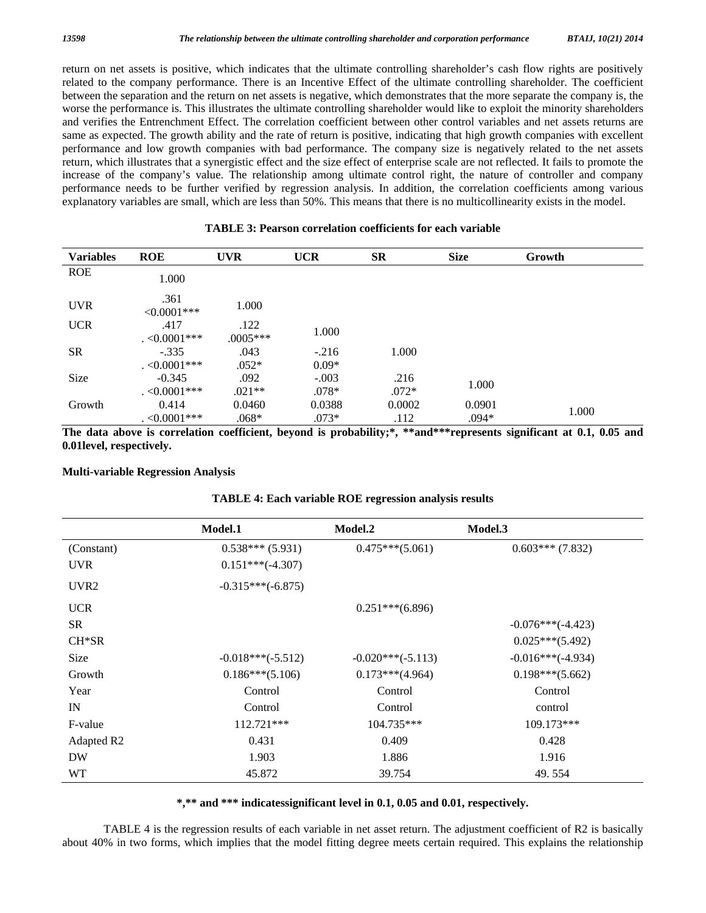return on net assets is positive, which indicates that the ultimate controlling shareholder's cash flow rights are positively related to the company performance. There is an Incentive Effect of the ultimate controlling shareholder. The coefficient between the separation and the return on net assets is negative, which demonstrates that the more separate the company is, the worse the performance is. This illustrates the ultimate controlling shareholder would like to exploit the minority shareholders and verifies the Entrenchment Effect. The correlation coefficient between other control variables and net assets returns are same as expected. The growth ability and the rate of return is positive, indicating that high growth companies with excellent performance and low growth companies with bad performance. The company size is negatively related to the net assets return, which illustrates that a synergistic effect and the size effect of enterprise scale are not reflected. It fails to promote the increase of the company's value. The relationship among ultimate control right, the nature of controller and company performance needs to be further verified by regression analysis. In addition, the correlation coefficients among various explanatory variables are small, which are less than 50%. This means that there is no multicollinearity exists in the model.

**TABLE 3: Pearson correlation coefficients for each variable**

| Variables | ROE | UVR | UCR | SR | Size | Growth |
|---|---|---|---|---|---|---|
| ROE | 1.000 | | | | | |
| UVR | .361<br><0.0001*** | 1.000 | | | | |
| UCR | .417<br>. <0.0001*** | .122<br>.0005*** | 1.000 | | | |
| SR | -.335<br>. <0.0001*** | .043<br>.052* | -.216<br>0.09* | 1.000 | | |
| Size | -0.345<br>. <0.0001*** | .092<br>.021** | -.003<br>.078* | .216<br>.072* | 1.000 | |
| Growth | 0.414<br>. <0.0001*** | 0.0460<br>.068* | 0.0388<br>.073* | 0.0002<br>.112 | 0.0901<br>.094* | 1.000 |

**The data above is correlation coefficient, beyond is probability;*, **and***represents significant at 0.1, 0.05 and 0.01level, respectively.**

**Multi-variable Regression Analysis**

**TABLE 4: Each variable ROE regression analysis results**

| | Model.1 | Model.2 | Model.3 |
|---|---|---|---|
| (Constant) | 0.538*** (5.931) | 0.475***(5.061) | 0.603*** (7.832) |
| UVR | 0.151***(-4.307) | | |
| UVR2 | -0.315***(-6.875) | | |
| UCR | | 0.251***(6.896) | |
| SR | | | -0.076***(-4.423) |
| CH*SR | | | 0.025***(5.492) |
| Size | -0.018***(-5.512) | -0.020***(-5.113) | -0.016***(-4.934) |
| Growth | 0.186***(5.106) | 0.173***(4.964) | 0.198***(5.662) |
| Year | Control | Control | Control |
| IN | Control | Control | control |
| F-value | 112.721*** | 104.735*** | 109.173*** |
| Adapted R2 | 0.431 | 0.409 | 0.428 |
| DW | 1.903 | 1.886 | 1.916 |
| WT | 45.872 | 39.754 | 49. 554 |

***,** and *** indicatessignificant level in 0.1, 0.05 and 0.01, respectively.**

TABLE 4 is the regression results of each variable in net asset return. The adjustment coefficient of R2 is basically about 40% in two forms, which implies that the model fitting degree meets certain required. This explains the relationship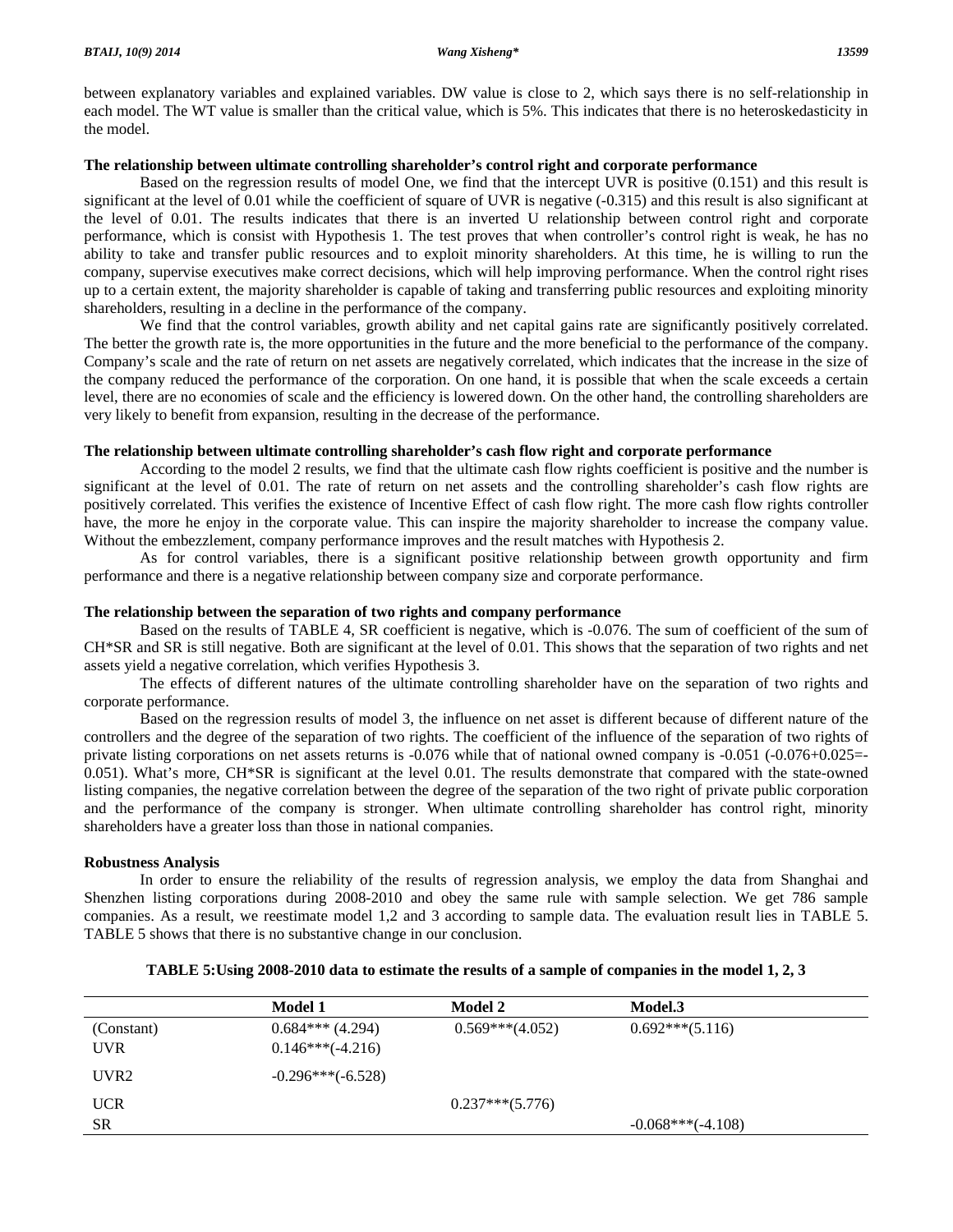between explanatory variables and explained variables. DW value is close to 2, which says there is no self-relationship in each model. The WT value is smaller than the critical value, which is 5%. This indicates that there is no heteroskedasticity in the model.

### The relationship between ultimate controlling shareholder's control right and corporate performance

Based on the regression results of model One, we find that the intercept UVR is positive (0.151) and this result is significant at the level of 0.01 while the coefficient of square of UVR is negative (-0.315) and this result is also significant at the level of 0.01. The results indicates that there is an inverted U relationship between control right and corporate performance, which is consist with Hypothesis 1. The test proves that when controller's control right is weak, he has no ability to take and transfer public resources and to exploit minority shareholders. At this time, he is willing to run the company, supervise executives make correct decisions, which will help improving performance. When the control right rises up to a certain extent, the majority shareholder is capable of taking and transferring public resources and exploiting minority shareholders, resulting in a decline in the performance of the company.

We find that the control variables, growth ability and net capital gains rate are significantly positively correlated. The better the growth rate is, the more opportunities in the future and the more beneficial to the performance of the company. Company's scale and the rate of return on net assets are negatively correlated, which indicates that the increase in the size of the company reduced the performance of the corporation. On one hand, it is possible that when the scale exceeds a certain level, there are no economies of scale and the efficiency is lowered down. On the other hand, the controlling shareholders are very likely to benefit from expansion, resulting in the decrease of the performance.

### The relationship between ultimate controlling shareholder's cash flow right and corporate performance

According to the model 2 results, we find that the ultimate cash flow rights coefficient is positive and the number is significant at the level of 0.01. The rate of return on net assets and the controlling shareholder's cash flow rights are positively correlated. This verifies the existence of Incentive Effect of cash flow right. The more cash flow rights controller have, the more he enjoy in the corporate value. This can inspire the majority shareholder to increase the company value. Without the embezzlement, company performance improves and the result matches with Hypothesis 2.

As for control variables, there is a significant positive relationship between growth opportunity and firm performance and there is a negative relationship between company size and corporate performance.

### The relationship between the separation of two rights and company performance

Based on the results of TABLE 4, SR coefficient is negative, which is -0.076. The sum of coefficient of the sum of CH*SR and SR is still negative. Both are significant at the level of 0.01. This shows that the separation of two rights and net assets yield a negative correlation, which verifies Hypothesis 3.

The effects of different natures of the ultimate controlling shareholder have on the separation of two rights and corporate performance.

Based on the regression results of model 3, the influence on net asset is different because of different nature of the controllers and the degree of the separation of two rights. The coefficient of the influence of the separation of two rights of private listing corporations on net assets returns is -0.076 while that of national owned company is -0.051 (-0.076+0.025=-0.051). What's more, CH*SR is significant at the level 0.01. The results demonstrate that compared with the state-owned listing companies, the negative correlation between the degree of the separation of the two right of private public corporation and the performance of the company is stronger. When ultimate controlling shareholder has control right, minority shareholders have a greater loss than those in national companies.

### Robustness Analysis

In order to ensure the reliability of the results of regression analysis, we employ the data from Shanghai and Shenzhen listing corporations during 2008-2010 and obey the same rule with sample selection. We get 786 sample companies. As a result, we reestimate model 1,2 and 3 according to sample data. The evaluation result lies in TABLE 5. TABLE 5 shows that there is no substantive change in our conclusion.

**TABLE 5:Using 2008-2010 data to estimate the results of a sample of companies in the model 1, 2, 3**

| | Model 1 | Model 2 | Model.3 |
|---|---|---|---|
| (Constant) | 0.684*** (4.294) | 0.569***(4.052) | 0.692***(5.116) |
| UVR | 0.146***(-4.216) | | |
| UVR2 | -0.296***(-6.528) | | |
| UCR | | 0.237***(5.776) | |
| SR | | | -0.068***(-4.108) |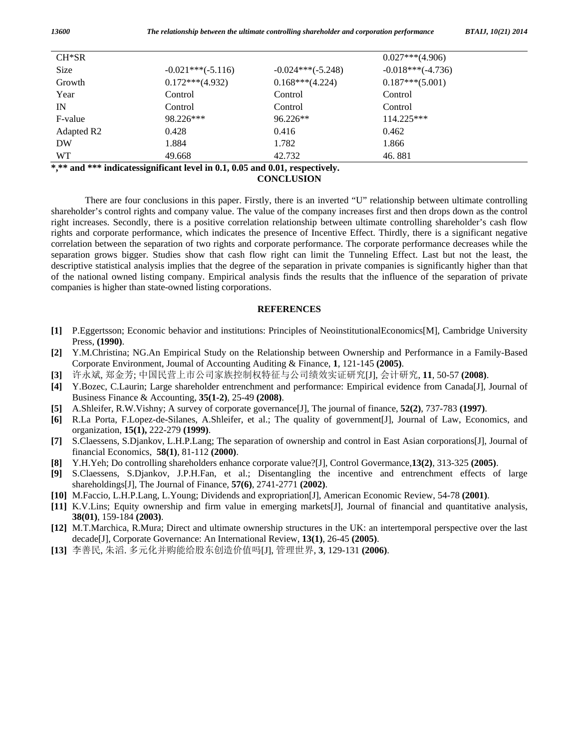| | | | |
|---|---|---|---|
| CH*SR | | | 0.027***(4.906) |
| Size | -0.021***(-5.116) | -0.024***(-5.248) | -0.018***(-4.736) |
| Growth | 0.172***(4.932) | 0.168***(4.224) | 0.187***(5.001) |
| Year | Control | Control | Control |
| IN | Control | Control | Control |
| F-value | 98.226*** | 96.226** | 114.225*** |
| Adapted R2 | 0.428 | 0.416 | 0.462 |
| DW | 1.884 | 1.782 | 1.866 |
| WT | 49.668 | 42.732 | 46. 881 |

**\*,\*\* and \*\*\* indicatessignificant level in 0.1, 0.05 and 0.01, respectively.**

## CONCLUSION

There are four conclusions in this paper. Firstly, there is an inverted "U" relationship between ultimate controlling shareholder's control rights and company value. The value of the company increases first and then drops down as the control right increases. Secondly, there is a positive correlation relationship between ultimate controlling shareholder's cash flow rights and corporate performance, which indicates the presence of Incentive Effect. Thirdly, there is a significant negative correlation between the separation of two rights and corporate performance. The corporate performance decreases while the separation grows bigger. Studies show that cash flow right can limit the Tunneling Effect. Last but not the least, the descriptive statistical analysis implies that the degree of the separation in private companies is significantly higher than that of the national owned listing company. Empirical analysis finds the results that the influence of the separation of private companies is higher than state-owned listing corporations.

## REFERENCES

- **[1]** P.Eggertsson; Economic behavior and institutions: Principles of NeoinstitutionalEconomics[M], Cambridge University Press, **(1990)**.
- **[2]** Y.M.Christina; NG.An Empirical Study on the Relationship between Ownership and Performance in a Family-Based Corporate Environment, Joumal of Accounting Auditing & Finance, **1**, 121-145 **(2005)**.
- **[3]** 许永斌, 郑金芳; 中国民营上市公司家族控制权特征与公司绩效实证研究[J], 会计研究, **11**, 50-57 **(2008)**.
- **[4]** Y.Bozec, C.Laurin; Large shareholder entrenchment and performance: Empirical evidence from Canada[J], Journal of Business Finance & Accounting, **35(1-2)**, 25-49 **(2008)**.
- **[5]** A.Shleifer, R.W.Vishny; A survey of corporate governance[J], The journal of finance, **52(2)**, 737-783 **(1997)**.
- **[6]** R.La Porta, F.Lopez-de-Silanes, A.Shleifer, et al.; The quality of government[J], Journal of Law, Economics, and organization, **15(1),** 222-279 **(1999)**.
- **[7]** S.Claessens, S.Djankov, L.H.P.Lang; The separation of ownership and control in East Asian corporations[J], Journal of financial Economics, **58(1)**, 81-112 **(2000)**.
- **[8]** Y.H.Yeh; Do controlling shareholders enhance corporate value?[J], Control Govermance,**13(2)**, 313-325 **(2005)**.
- **[9]** S.Claessens, S.Djankov, J.P.H.Fan, et al.; Disentangling the incentive and entrenchment effects of large shareholdings[J], The Journal of Finance, **57(6)**, 2741-2771 **(2002)**.
- **[10]** M.Faccio, L.H.P.Lang, L.Young; Dividends and expropriation[J], American Economic Review, 54-78 **(2001)**.
- **[11]** K.V.Lins; Equity ownership and firm value in emerging markets[J], Journal of financial and quantitative analysis, **38(01)**, 159-184 **(2003)**.
- **[12]** M.T.Marchica, R.Mura; Direct and ultimate ownership structures in the UK: an intertemporal perspective over the last decade[J], Corporate Governance: An International Review, **13(1)**, 26-45 **(2005)**.
- **[13]** 李善民, 朱滔. 多元化并购能给股东创造价值吗[J], 管理世界, **3**, 129-131 **(2006)**.